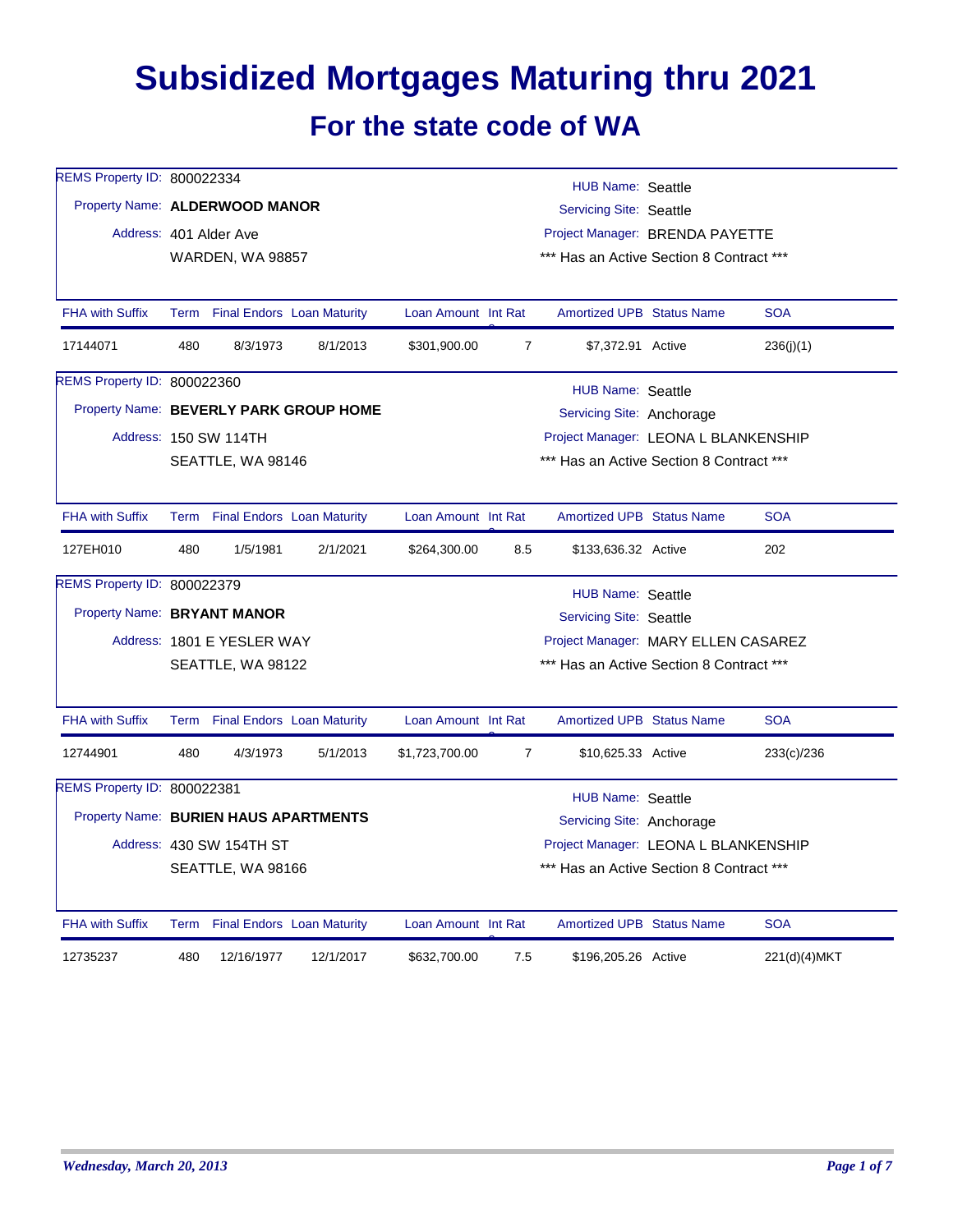# Subsidized Mortgages Maturing thru 2021

## For the state code of WA

REMS Property ID: 800022334
Property Name: **ALDERWOOD MANOR**
Address: 401 Alder Ave
WARDEN, WA 98857

HUB Name: Seattle
Servicing Site: Seattle
Project Manager: BRENDA PAYETTE
\*\*\* Has an Active Section 8 Contract \*\*\*

| FHA with Suffix | Term | Final Endors | Loan Maturity | Loan Amount | Int Rate | Amortized UPB | Status Name | SOA |
|---|---|---|---|---|---|---|---|---|
| 17144071 | 480 | 8/3/1973 | 8/1/2013 | $301,900.00 | 7 | $7,372.91 | Active | 236(j)(1) |

REMS Property ID: 800022360
Property Name: **BEVERLY PARK GROUP HOME**
Address: 150 SW 114TH
SEATTLE, WA 98146

HUB Name: Seattle
Servicing Site: Anchorage
Project Manager: LEONA L BLANKENSHIP
\*\*\* Has an Active Section 8 Contract \*\*\*

| FHA with Suffix | Term | Final Endors | Loan Maturity | Loan Amount | Int Rate | Amortized UPB | Status Name | SOA |
|---|---|---|---|---|---|---|---|---|
| 127EH010 | 480 | 1/5/1981 | 2/1/2021 | $264,300.00 | 8.5 | $133,636.32 | Active | 202 |

REMS Property ID: 800022379
Property Name: **BRYANT MANOR**
Address: 1801 E YESLER WAY
SEATTLE, WA 98122

HUB Name: Seattle
Servicing Site: Seattle
Project Manager: MARY ELLEN CASAREZ
\*\*\* Has an Active Section 8 Contract \*\*\*

| FHA with Suffix | Term | Final Endors | Loan Maturity | Loan Amount | Int Rate | Amortized UPB | Status Name | SOA |
|---|---|---|---|---|---|---|---|---|
| 12744901 | 480 | 4/3/1973 | 5/1/2013 | $1,723,700.00 | 7 | $10,625.33 | Active | 233(c)/236 |

REMS Property ID: 800022381
Property Name: **BURIEN HAUS APARTMENTS**
Address: 430 SW 154TH ST
SEATTLE, WA 98166

HUB Name: Seattle
Servicing Site: Anchorage
Project Manager: LEONA L BLANKENSHIP
\*\*\* Has an Active Section 8 Contract \*\*\*

| FHA with Suffix | Term | Final Endors | Loan Maturity | Loan Amount | Int Rate | Amortized UPB | Status Name | SOA |
|---|---|---|---|---|---|---|---|---|
| 12735237 | 480 | 12/16/1977 | 12/1/2017 | $632,700.00 | 7.5 | $196,205.26 | Active | 221(d)(4)MKT |

*Wednesday, March 20, 2013*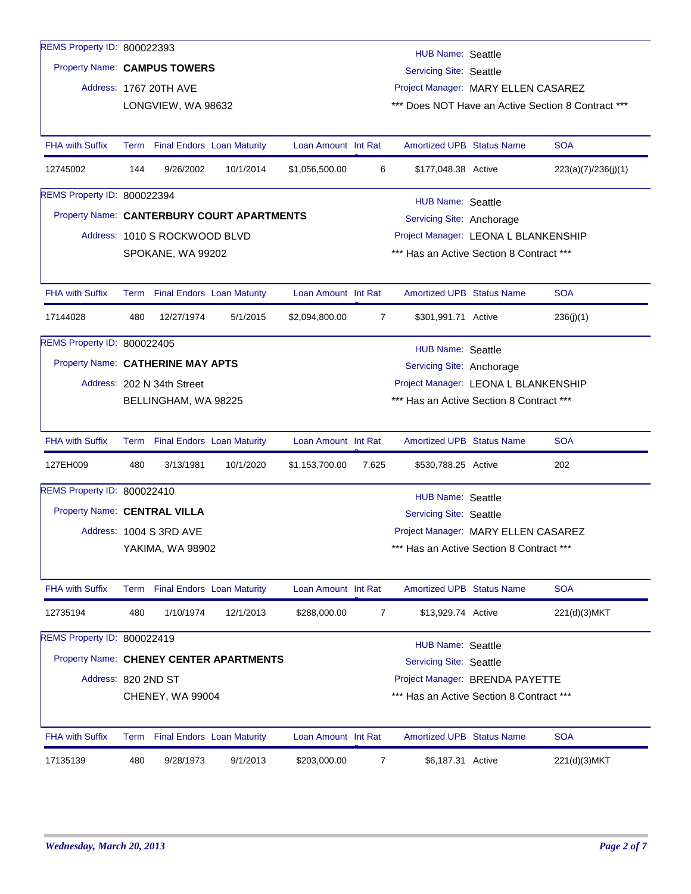REMS Property ID: 800022393

Property Name: **CAMPUS TOWERS**

Address: 1767 20TH AVE
LONGVIEW, WA 98632

HUB Name: Seattle
Servicing Site: Seattle
Project Manager: MARY ELLEN CASAREZ
*** Does NOT Have an Active Section 8 Contract ***

| FHA with Suffix | Term | Final Endors | Loan Maturity | Loan Amount | Int Rate | Amortized UPB | Status Name | SOA |
|---|---|---|---|---|---|---|---|---|
| 12745002 | 144 | 9/26/2002 | 10/1/2014 | $1,056,500.00 | 6 | $177,048.38 | Active | 223(a)(7)/236(j)(1) |

REMS Property ID: 800022394

Property Name: **CANTERBURY COURT APARTMENTS**

Address: 1010 S ROCKWOOD BLVD
SPOKANE, WA 99202

HUB Name: Seattle
Servicing Site: Anchorage
Project Manager: LEONA L BLANKENSHIP
*** Has an Active Section 8 Contract ***

| FHA with Suffix | Term | Final Endors | Loan Maturity | Loan Amount | Int Rate | Amortized UPB | Status Name | SOA |
|---|---|---|---|---|---|---|---|---|
| 17144028 | 480 | 12/27/1974 | 5/1/2015 | $2,094,800.00 | 7 | $301,991.71 | Active | 236(j)(1) |

REMS Property ID: 800022405

Property Name: **CATHERINE MAY APTS**

Address: 202 N 34th Street
BELLINGHAM, WA 98225

HUB Name: Seattle
Servicing Site: Anchorage
Project Manager: LEONA L BLANKENSHIP
*** Has an Active Section 8 Contract ***

| FHA with Suffix | Term | Final Endors | Loan Maturity | Loan Amount | Int Rate | Amortized UPB | Status Name | SOA |
|---|---|---|---|---|---|---|---|---|
| 127EH009 | 480 | 3/13/1981 | 10/1/2020 | $1,153,700.00 | 7.625 | $530,788.25 | Active | 202 |

REMS Property ID: 800022410

Property Name: **CENTRAL VILLA**

Address: 1004 S 3RD AVE
YAKIMA, WA 98902

HUB Name: Seattle
Servicing Site: Seattle
Project Manager: MARY ELLEN CASAREZ
*** Has an Active Section 8 Contract ***

| FHA with Suffix | Term | Final Endors | Loan Maturity | Loan Amount | Int Rate | Amortized UPB | Status Name | SOA |
|---|---|---|---|---|---|---|---|---|
| 12735194 | 480 | 1/10/1974 | 12/1/2013 | $288,000.00 | 7 | $13,929.74 | Active | 221(d)(3)MKT |

REMS Property ID: 800022419

Property Name: **CHENEY CENTER APARTMENTS**

Address: 820 2ND ST
CHENEY, WA 99004

HUB Name: Seattle
Servicing Site: Seattle
Project Manager: BRENDA PAYETTE
*** Has an Active Section 8 Contract ***

| FHA with Suffix | Term | Final Endors | Loan Maturity | Loan Amount | Int Rate | Amortized UPB | Status Name | SOA |
|---|---|---|---|---|---|---|---|---|
| 17135139 | 480 | 9/28/1973 | 9/1/2013 | $203,000.00 | 7 | $6,187.31 | Active | 221(d)(3)MKT |

*Wednesday, March 20, 2013*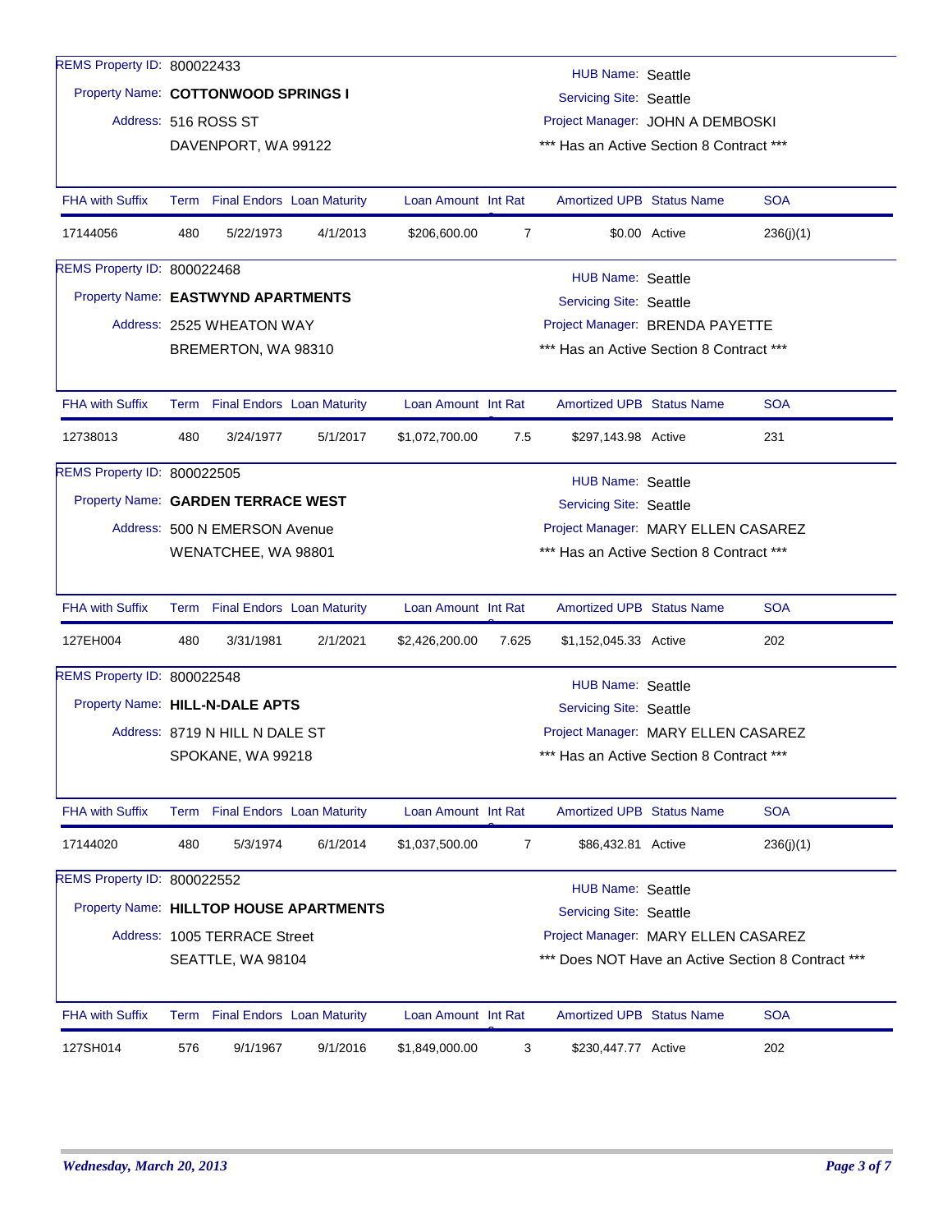REMS Property ID: 800022433

Property Name: **COTTONWOOD SPRINGS I**

Address: 516 ROSS ST
DAVENPORT, WA 99122

HUB Name: Seattle
Servicing Site: Seattle
Project Manager: JOHN A DEMBOSKI
*** Has an Active Section 8 Contract ***

| FHA with Suffix | Term | Final Endors | Loan Maturity | Loan Amount | Int Rat | Amortized UPB | Status Name | SOA |
|---|---|---|---|---|---|---|---|---|
| 17144056 | 480 | 5/22/1973 | 4/1/2013 | $206,600.00 | 7 | $0.00 | Active | 236(j)(1) |

REMS Property ID: 800022468

Property Name: **EASTWYND APARTMENTS**

Address: 2525 WHEATON WAY
BREMERTON, WA 98310

HUB Name: Seattle
Servicing Site: Seattle
Project Manager: BRENDA PAYETTE
*** Has an Active Section 8 Contract ***

| FHA with Suffix | Term | Final Endors | Loan Maturity | Loan Amount | Int Rat | Amortized UPB | Status Name | SOA |
|---|---|---|---|---|---|---|---|---|
| 12738013 | 480 | 3/24/1977 | 5/1/2017 | $1,072,700.00 | 7.5 | $297,143.98 | Active | 231 |

REMS Property ID: 800022505

Property Name: **GARDEN TERRACE WEST**

Address: 500 N EMERSON Avenue
WENATCHEE, WA 98801

HUB Name: Seattle
Servicing Site: Seattle
Project Manager: MARY ELLEN CASAREZ
*** Has an Active Section 8 Contract ***

| FHA with Suffix | Term | Final Endors | Loan Maturity | Loan Amount | Int Rat | Amortized UPB | Status Name | SOA |
|---|---|---|---|---|---|---|---|---|
| 127EH004 | 480 | 3/31/1981 | 2/1/2021 | $2,426,200.00 | 7.625 | $1,152,045.33 | Active | 202 |

REMS Property ID: 800022548

Property Name: **HILL-N-DALE APTS**

Address: 8719 N HILL N DALE ST
SPOKANE, WA 99218

HUB Name: Seattle
Servicing Site: Seattle
Project Manager: MARY ELLEN CASAREZ
*** Has an Active Section 8 Contract ***

| FHA with Suffix | Term | Final Endors | Loan Maturity | Loan Amount | Int Rat | Amortized UPB | Status Name | SOA |
|---|---|---|---|---|---|---|---|---|
| 17144020 | 480 | 5/3/1974 | 6/1/2014 | $1,037,500.00 | 7 | $86,432.81 | Active | 236(j)(1) |

REMS Property ID: 800022552

Property Name: **HILLTOP HOUSE APARTMENTS**

Address: 1005 TERRACE Street
SEATTLE, WA 98104

HUB Name: Seattle
Servicing Site: Seattle
Project Manager: MARY ELLEN CASAREZ
*** Does NOT Have an Active Section 8 Contract ***

| FHA with Suffix | Term | Final Endors | Loan Maturity | Loan Amount | Int Rat | Amortized UPB | Status Name | SOA |
|---|---|---|---|---|---|---|---|---|
| 127SH014 | 576 | 9/1/1967 | 9/1/2016 | $1,849,000.00 | 3 | $230,447.77 | Active | 202 |

*Wednesday, March 20, 2013*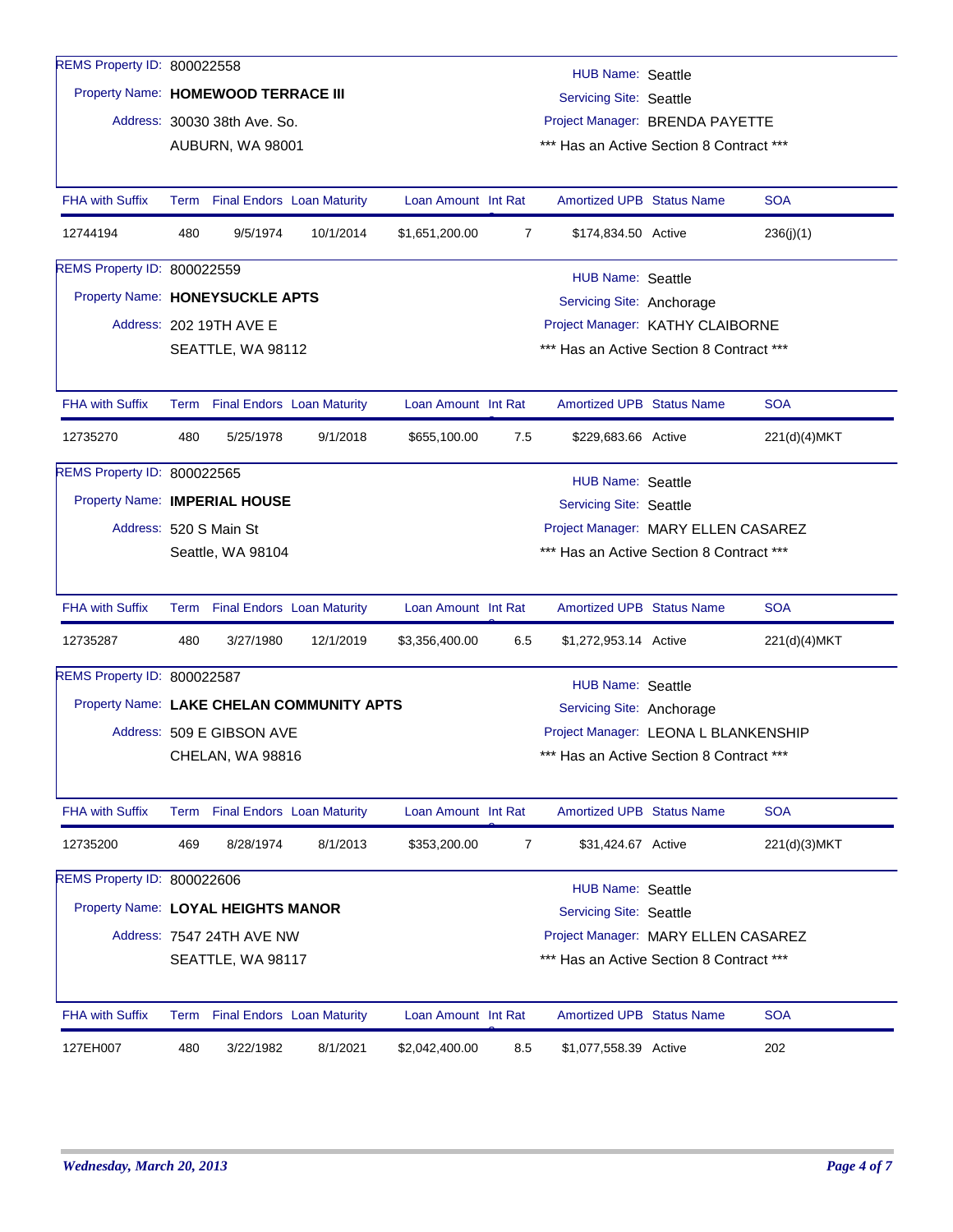REMS Property ID: 800022558

Property Name: **HOMEWOOD TERRACE III**

Address: 30030 38th Ave. So.
AUBURN, WA 98001

HUB Name: Seattle
Servicing Site: Seattle
Project Manager: BRENDA PAYETTE
*** Has an Active Section 8 Contract ***

| FHA with Suffix | Term | Final Endors | Loan Maturity | Loan Amount | Int Rat | Amortized UPB | Status Name | SOA |
|---|---|---|---|---|---|---|---|---|
| 12744194 | 480 | 9/5/1974 | 10/1/2014 | $1,651,200.00 | 7 | $174,834.50 | Active | 236(j)(1) |

REMS Property ID: 800022559

Property Name: **HONEYSUCKLE APTS**

Address: 202 19TH AVE E
SEATTLE, WA 98112

HUB Name: Seattle
Servicing Site: Anchorage
Project Manager: KATHY CLAIBORNE
*** Has an Active Section 8 Contract ***

| FHA with Suffix | Term | Final Endors | Loan Maturity | Loan Amount | Int Rat | Amortized UPB | Status Name | SOA |
|---|---|---|---|---|---|---|---|---|
| 12735270 | 480 | 5/25/1978 | 9/1/2018 | $655,100.00 | 7.5 | $229,683.66 | Active | 221(d)(4)MKT |

REMS Property ID: 800022565

Property Name: **IMPERIAL HOUSE**

Address: 520 S Main St
Seattle, WA 98104

HUB Name: Seattle
Servicing Site: Seattle
Project Manager: MARY ELLEN CASAREZ
*** Has an Active Section 8 Contract ***

| FHA with Suffix | Term | Final Endors | Loan Maturity | Loan Amount | Int Rat | Amortized UPB | Status Name | SOA |
|---|---|---|---|---|---|---|---|---|
| 12735287 | 480 | 3/27/1980 | 12/1/2019 | $3,356,400.00 | 6.5 | $1,272,953.14 | Active | 221(d)(4)MKT |

REMS Property ID: 800022587

Property Name: **LAKE CHELAN COMMUNITY APTS**

Address: 509 E GIBSON AVE
CHELAN, WA 98816

HUB Name: Seattle
Servicing Site: Anchorage
Project Manager: LEONA L BLANKENSHIP
*** Has an Active Section 8 Contract ***

| FHA with Suffix | Term | Final Endors | Loan Maturity | Loan Amount | Int Rat | Amortized UPB | Status Name | SOA |
|---|---|---|---|---|---|---|---|---|
| 12735200 | 469 | 8/28/1974 | 8/1/2013 | $353,200.00 | 7 | $31,424.67 | Active | 221(d)(3)MKT |

REMS Property ID: 800022606

Property Name: **LOYAL HEIGHTS MANOR**

Address: 7547 24TH AVE NW
SEATTLE, WA 98117

HUB Name: Seattle
Servicing Site: Seattle
Project Manager: MARY ELLEN CASAREZ
*** Has an Active Section 8 Contract ***

| FHA with Suffix | Term | Final Endors | Loan Maturity | Loan Amount | Int Rat | Amortized UPB | Status Name | SOA |
|---|---|---|---|---|---|---|---|---|
| 127EH007 | 480 | 3/22/1982 | 8/1/2021 | $2,042,400.00 | 8.5 | $1,077,558.39 | Active | 202 |

*Wednesday, March 20, 2013*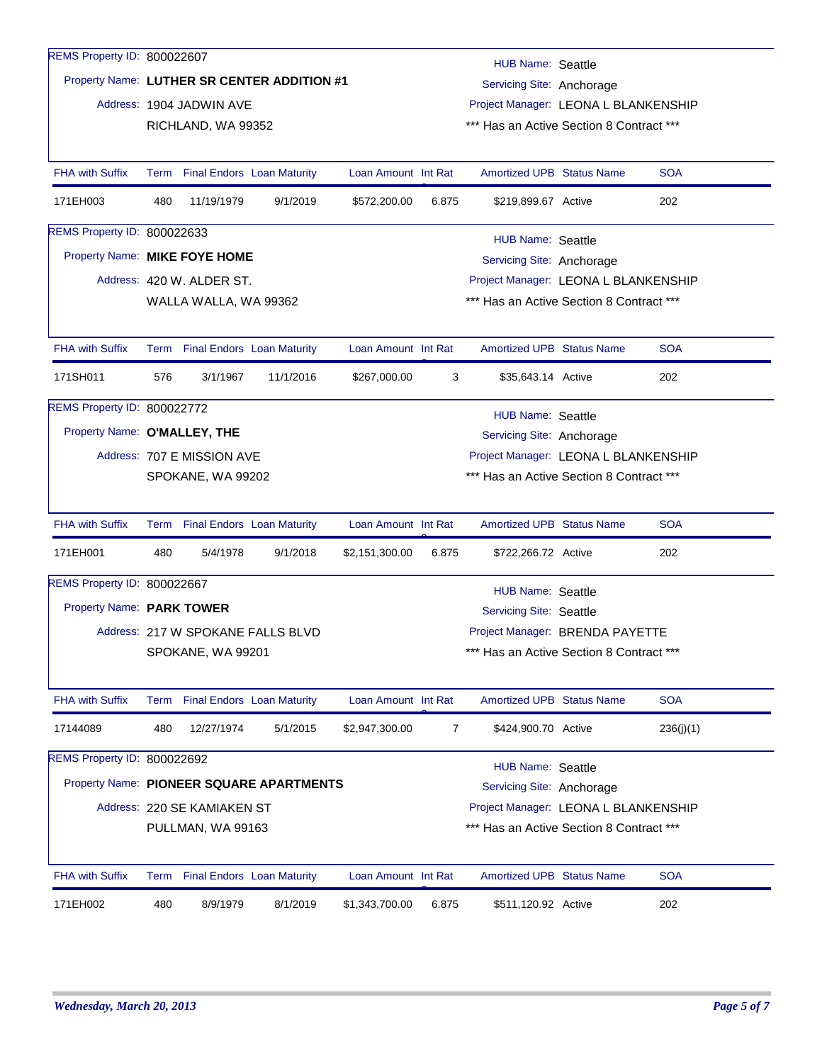REMS Property ID: 800022607

Property Name: **LUTHER SR CENTER ADDITION #1**

Address: 1904 JADWIN AVE
RICHLAND, WA 99352

HUB Name: Seattle
Servicing Site: Anchorage
Project Manager: LEONA L BLANKENSHIP
*** Has an Active Section 8 Contract ***

| FHA with Suffix | Term | Final Endors | Loan Maturity | Loan Amount | Int Rat | Amortized UPB | Status Name | SOA |
|---|---|---|---|---|---|---|---|---|
| 171EH003 | 480 | 11/19/1979 | 9/1/2019 | $572,200.00 | 6.875 | $219,899.67 | Active | 202 |

REMS Property ID: 800022633

Property Name: **MIKE FOYE HOME**

Address: 420 W. ALDER ST.
WALLA WALLA, WA 99362

HUB Name: Seattle
Servicing Site: Anchorage
Project Manager: LEONA L BLANKENSHIP
*** Has an Active Section 8 Contract ***

| FHA with Suffix | Term | Final Endors | Loan Maturity | Loan Amount | Int Rat | Amortized UPB | Status Name | SOA |
|---|---|---|---|---|---|---|---|---|
| 171SH011 | 576 | 3/1/1967 | 11/1/2016 | $267,000.00 | 3 | $35,643.14 | Active | 202 |

REMS Property ID: 800022772

Property Name: **O'MALLEY, THE**

Address: 707 E MISSION AVE
SPOKANE, WA 99202

HUB Name: Seattle
Servicing Site: Anchorage
Project Manager: LEONA L BLANKENSHIP
*** Has an Active Section 8 Contract ***

| FHA with Suffix | Term | Final Endors | Loan Maturity | Loan Amount | Int Rat | Amortized UPB | Status Name | SOA |
|---|---|---|---|---|---|---|---|---|
| 171EH001 | 480 | 5/4/1978 | 9/1/2018 | $2,151,300.00 | 6.875 | $722,266.72 | Active | 202 |

REMS Property ID: 800022667

Property Name: **PARK TOWER**

Address: 217 W SPOKANE FALLS BLVD
SPOKANE, WA 99201

HUB Name: Seattle
Servicing Site: Seattle
Project Manager: BRENDA PAYETTE
*** Has an Active Section 8 Contract ***

| FHA with Suffix | Term | Final Endors | Loan Maturity | Loan Amount | Int Rat | Amortized UPB | Status Name | SOA |
|---|---|---|---|---|---|---|---|---|
| 17144089 | 480 | 12/27/1974 | 5/1/2015 | $2,947,300.00 | 7 | $424,900.70 | Active | 236(j)(1) |

REMS Property ID: 800022692

Property Name: **PIONEER SQUARE APARTMENTS**

Address: 220 SE KAMIAKEN ST
PULLMAN, WA 99163

HUB Name: Seattle
Servicing Site: Anchorage
Project Manager: LEONA L BLANKENSHIP
*** Has an Active Section 8 Contract ***

| FHA with Suffix | Term | Final Endors | Loan Maturity | Loan Amount | Int Rat | Amortized UPB | Status Name | SOA |
|---|---|---|---|---|---|---|---|---|
| 171EH002 | 480 | 8/9/1979 | 8/1/2019 | $1,343,700.00 | 6.875 | $511,120.92 | Active | 202 |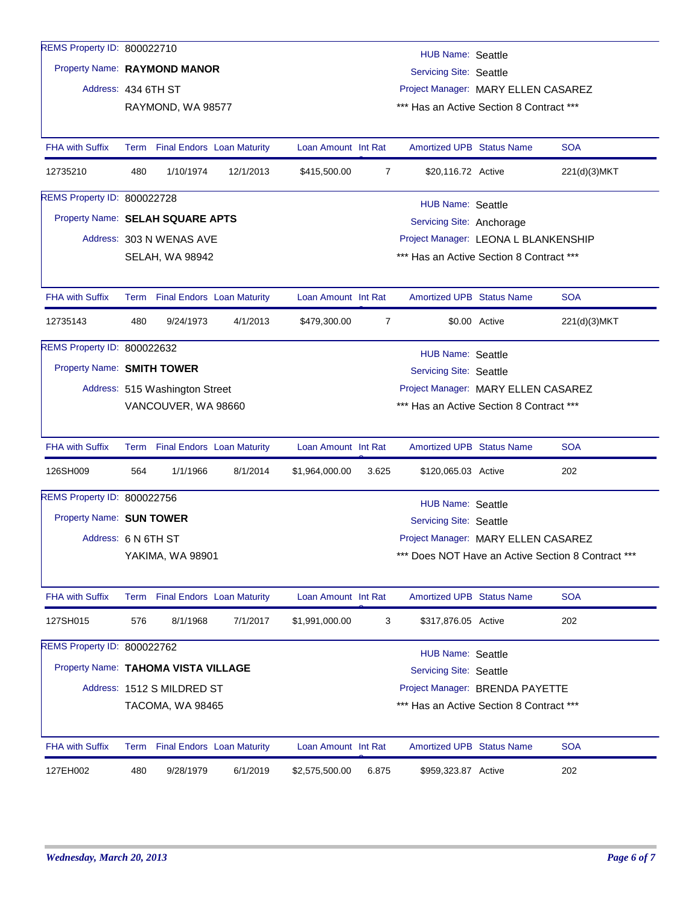REMS Property ID: 800022710

Property Name: **RAYMOND MANOR**

Address: 434 6TH ST
RAYMOND, WA 98577

HUB Name: Seattle
Servicing Site: Seattle
Project Manager: MARY ELLEN CASAREZ
*** Has an Active Section 8 Contract ***

| FHA with Suffix | Term | Final Endors | Loan Maturity | Loan Amount | Int Rat | Amortized UPB | Status Name | SOA |
|---|---|---|---|---|---|---|---|---|
| 12735210 | 480 | 1/10/1974 | 12/1/2013 | $415,500.00 | 7 | $20,116.72 | Active | 221(d)(3)MKT |

REMS Property ID: 800022728

Property Name: **SELAH SQUARE APTS**

Address: 303 N WENAS AVE
SELAH, WA 98942

HUB Name: Seattle
Servicing Site: Anchorage
Project Manager: LEONA L BLANKENSHIP
*** Has an Active Section 8 Contract ***

| FHA with Suffix | Term | Final Endors | Loan Maturity | Loan Amount | Int Rat | Amortized UPB | Status Name | SOA |
|---|---|---|---|---|---|---|---|---|
| 12735143 | 480 | 9/24/1973 | 4/1/2013 | $479,300.00 | 7 | $0.00 | Active | 221(d)(3)MKT |

REMS Property ID: 800022632

Property Name: **SMITH TOWER**

Address: 515 Washington Street
VANCOUVER, WA 98660

HUB Name: Seattle
Servicing Site: Seattle
Project Manager: MARY ELLEN CASAREZ
*** Has an Active Section 8 Contract ***

| FHA with Suffix | Term | Final Endors | Loan Maturity | Loan Amount | Int Rat | Amortized UPB | Status Name | SOA |
|---|---|---|---|---|---|---|---|---|
| 126SH009 | 564 | 1/1/1966 | 8/1/2014 | $1,964,000.00 | 3.625 | $120,065.03 | Active | 202 |

REMS Property ID: 800022756

Property Name: **SUN TOWER**

Address: 6 N 6TH ST
YAKIMA, WA 98901

HUB Name: Seattle
Servicing Site: Seattle
Project Manager: MARY ELLEN CASAREZ
*** Does NOT Have an Active Section 8 Contract ***

| FHA with Suffix | Term | Final Endors | Loan Maturity | Loan Amount | Int Rat | Amortized UPB | Status Name | SOA |
|---|---|---|---|---|---|---|---|---|
| 127SH015 | 576 | 8/1/1968 | 7/1/2017 | $1,991,000.00 | 3 | $317,876.05 | Active | 202 |

REMS Property ID: 800022762

Property Name: **TAHOMA VISTA VILLAGE**

Address: 1512 S MILDRED ST
TACOMA, WA 98465

HUB Name: Seattle
Servicing Site: Seattle
Project Manager: BRENDA PAYETTE
*** Has an Active Section 8 Contract ***

| FHA with Suffix | Term | Final Endors | Loan Maturity | Loan Amount | Int Rat | Amortized UPB | Status Name | SOA |
|---|---|---|---|---|---|---|---|---|
| 127EH002 | 480 | 9/28/1979 | 6/1/2019 | $2,575,500.00 | 6.875 | $959,323.87 | Active | 202 |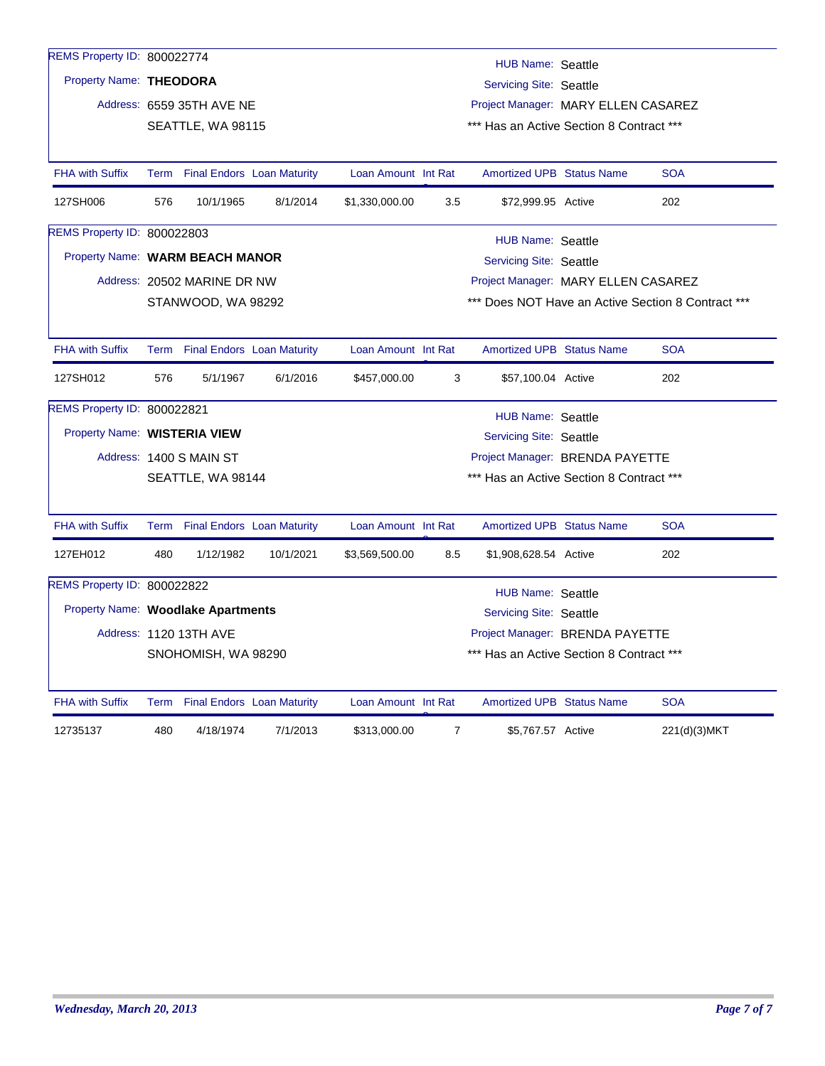REMS Property ID: 800022774

Property Name: **THEODORA**

Address: 6559 35TH AVE NE
SEATTLE, WA 98115

HUB Name: Seattle
Servicing Site: Seattle
Project Manager: MARY ELLEN CASAREZ
*** Has an Active Section 8 Contract ***

| FHA with Suffix | Term | Final Endors | Loan Maturity | Loan Amount | Int Rate | Amortized UPB | Status Name | SOA |
|---|---|---|---|---|---|---|---|---|
| 127SH006 | 576 | 10/1/1965 | 8/1/2014 | $1,330,000.00 | 3.5 | $72,999.95 | Active | 202 |

REMS Property ID: 800022803

Property Name: **WARM BEACH MANOR**

Address: 20502 MARINE DR NW
STANWOOD, WA 98292

HUB Name: Seattle
Servicing Site: Seattle
Project Manager: MARY ELLEN CASAREZ
*** Does NOT Have an Active Section 8 Contract ***

| FHA with Suffix | Term | Final Endors | Loan Maturity | Loan Amount | Int Rate | Amortized UPB | Status Name | SOA |
|---|---|---|---|---|---|---|---|---|
| 127SH012 | 576 | 5/1/1967 | 6/1/2016 | $457,000.00 | 3 | $57,100.04 | Active | 202 |

REMS Property ID: 800022821

Property Name: **WISTERIA VIEW**

Address: 1400 S MAIN ST
SEATTLE, WA 98144

HUB Name: Seattle
Servicing Site: Seattle
Project Manager: BRENDA PAYETTE
*** Has an Active Section 8 Contract ***

| FHA with Suffix | Term | Final Endors | Loan Maturity | Loan Amount | Int Rate | Amortized UPB | Status Name | SOA |
|---|---|---|---|---|---|---|---|---|
| 127EH012 | 480 | 1/12/1982 | 10/1/2021 | $3,569,500.00 | 8.5 | $1,908,628.54 | Active | 202 |

REMS Property ID: 800022822

Property Name: **Woodlake Apartments**

Address: 1120 13TH AVE
SNOHOMISH, WA 98290

HUB Name: Seattle
Servicing Site: Seattle
Project Manager: BRENDA PAYETTE
*** Has an Active Section 8 Contract ***

| FHA with Suffix | Term | Final Endors | Loan Maturity | Loan Amount | Int Rate | Amortized UPB | Status Name | SOA |
|---|---|---|---|---|---|---|---|---|
| 12735137 | 480 | 4/18/1974 | 7/1/2013 | $313,000.00 | 7 | $5,767.57 | Active | 221(d)(3)MKT |

*Wednesday, March 20, 2013*